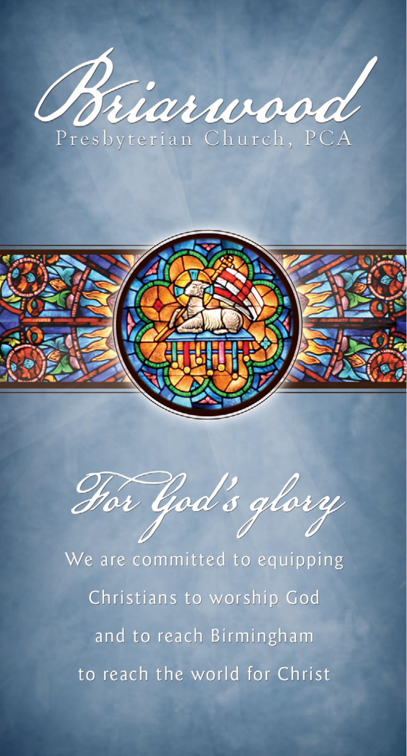# Briarwood

Presbyterian Church, PCA

## *For God's glory*

We are committed to equipping Christians to worship God and to reach Birmingham to reach the world for Christ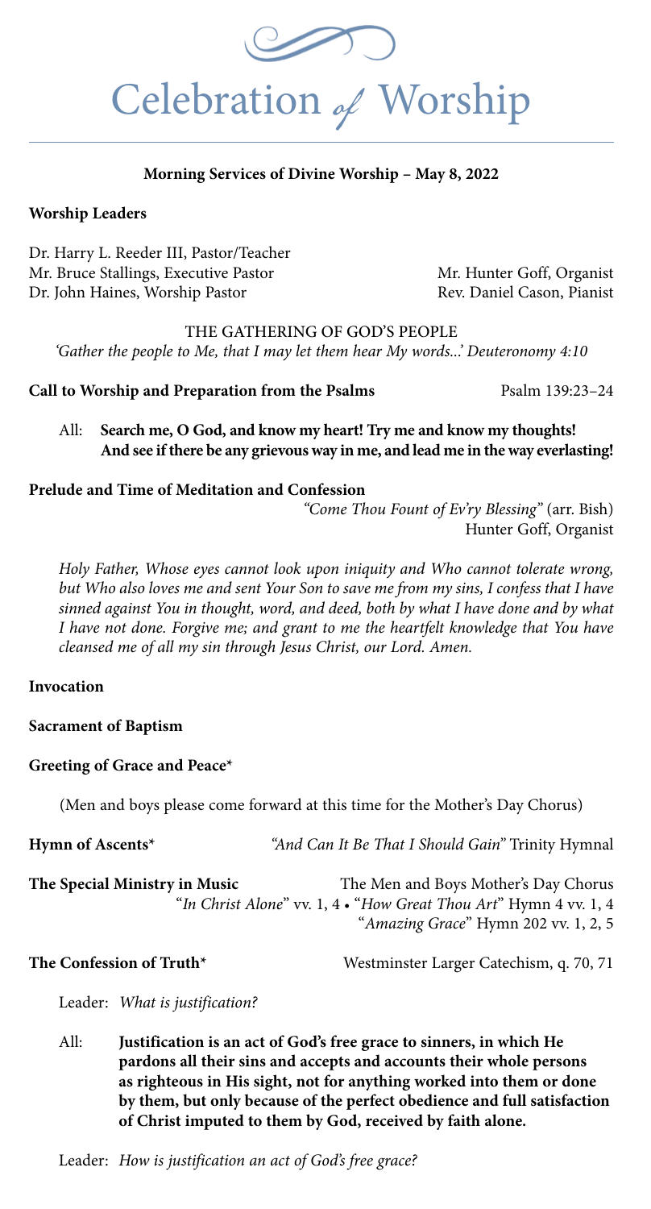# Celebration *of* Worship

**Morning Services of Divine Worship – May 8, 2022**

**Worship Leaders**

Dr. Harry L. Reeder III, Pastor/Teacher
Mr. Bruce Stallings, Executive Pastor
Dr. John Haines, Worship Pastor

Mr. Hunter Goff, Organist
Rev. Daniel Cason, Pianist

THE GATHERING OF GOD'S PEOPLE

*'Gather the people to Me, that I may let them hear My words...' Deuteronomy 4:10*

**Call to Worship and Preparation from the Psalms** Psalm 139:23–24

All: **Search me, O God, and know my heart! Try me and know my thoughts! And see if there be any grievous way in me, and lead me in the way everlasting!**

**Prelude and Time of Meditation and Confession**

*"Come Thou Fount of Ev'ry Blessing"* (arr. Bish)
Hunter Goff, Organist

*Holy Father, Whose eyes cannot look upon iniquity and Who cannot tolerate wrong, but Who also loves me and sent Your Son to save me from my sins, I confess that I have sinned against You in thought, word, and deed, both by what I have done and by what I have not done. Forgive me; and grant to me the heartfelt knowledge that You have cleansed me of all my sin through Jesus Christ, our Lord. Amen.*

**Invocation**

**Sacrament of Baptism**

**Greeting of Grace and Peace\***

(Men and boys please come forward at this time for the Mother's Day Chorus)

**Hymn of Ascents\*** *"And Can It Be That I Should Gain"* Trinity Hymnal

**The Special Ministry in Music** The Men and Boys Mother's Day Chorus
"*In Christ Alone*" vv. 1, 4 • "*How Great Thou Art*" Hymn 4 vv. 1, 4
"*Amazing Grace*" Hymn 202 vv. 1, 2, 5

**The Confession of Truth\*** Westminster Larger Catechism, q. 70, 71

Leader: *What is justification?*

All: **Justification is an act of God's free grace to sinners, in which He pardons all their sins and accepts and accounts their whole persons as righteous in His sight, not for anything worked into them or done by them, but only because of the perfect obedience and full satisfaction of Christ imputed to them by God, received by faith alone.**

Leader: *How is justification an act of God's free grace?*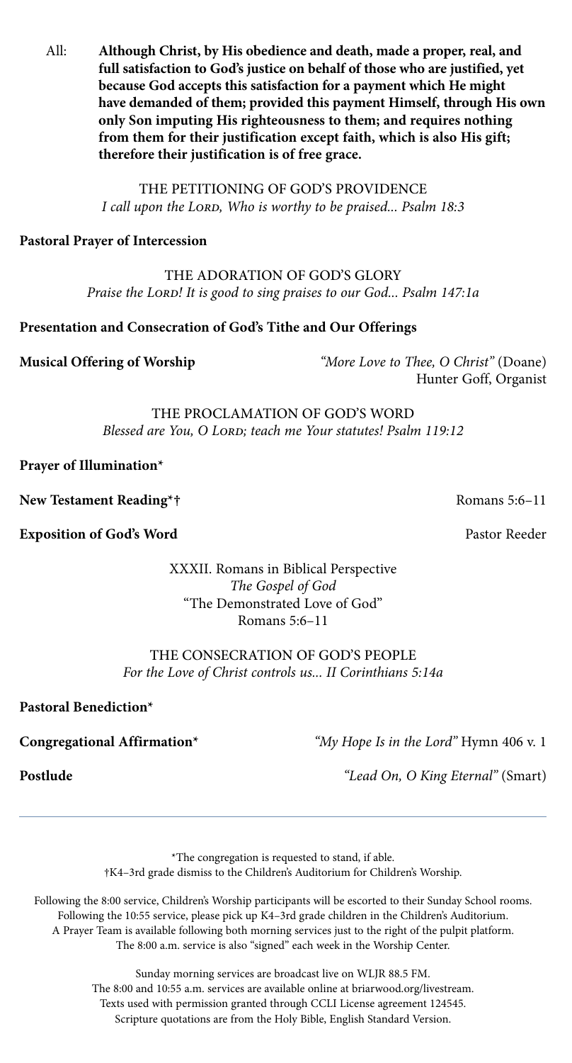All: **Although Christ, by His obedience and death, made a proper, real, and full satisfaction to God's justice on behalf of those who are justified, yet because God accepts this satisfaction for a payment which He might have demanded of them; provided this payment Himself, through His own only Son imputing His righteousness to them; and requires nothing from them for their justification except faith, which is also His gift; therefore their justification is of free grace.**

THE PETITIONING OF GOD'S PROVIDENCE
*I call upon the Lord, Who is worthy to be praised... Psalm 18:3*

**Pastoral Prayer of Intercession**

THE ADORATION OF GOD'S GLORY
*Praise the Lord! It is good to sing praises to our God... Psalm 147:1a*

**Presentation and Consecration of God's Tithe and Our Offerings**

**Musical Offering of Worship** *"More Love to Thee, O Christ"* (Doane)
Hunter Goff, Organist

THE PROCLAMATION OF GOD'S WORD
*Blessed are You, O Lord; teach me Your statutes! Psalm 119:12*

**Prayer of Illumination***

**New Testament Reading*†** Romans 5:6–11

**Exposition of God's Word** Pastor Reeder

XXXII. Romans in Biblical Perspective
*The Gospel of God*
"The Demonstrated Love of God"
Romans 5:6–11

THE CONSECRATION OF GOD'S PEOPLE
*For the Love of Christ controls us... II Corinthians 5:14a*

**Pastoral Benediction***

**Congregational Affirmation*** *"My Hope Is in the Lord"* Hymn 406 v. 1

**Postlude** *"Lead On, O King Eternal"* (Smart)

---

*The congregation is requested to stand, if able.
†K4–3rd grade dismiss to the Children's Auditorium for Children's Worship.

Following the 8:00 service, Children's Worship participants will be escorted to their Sunday School rooms.
Following the 10:55 service, please pick up K4–3rd grade children in the Children's Auditorium.
A Prayer Team is available following both morning services just to the right of the pulpit platform.
The 8:00 a.m. service is also "signed" each week in the Worship Center.

Sunday morning services are broadcast live on WLJR 88.5 FM.
The 8:00 and 10:55 a.m. services are available online at briarwood.org/livestream.
Texts used with permission granted through CCLI License agreement 124545.
Scripture quotations are from the Holy Bible, English Standard Version.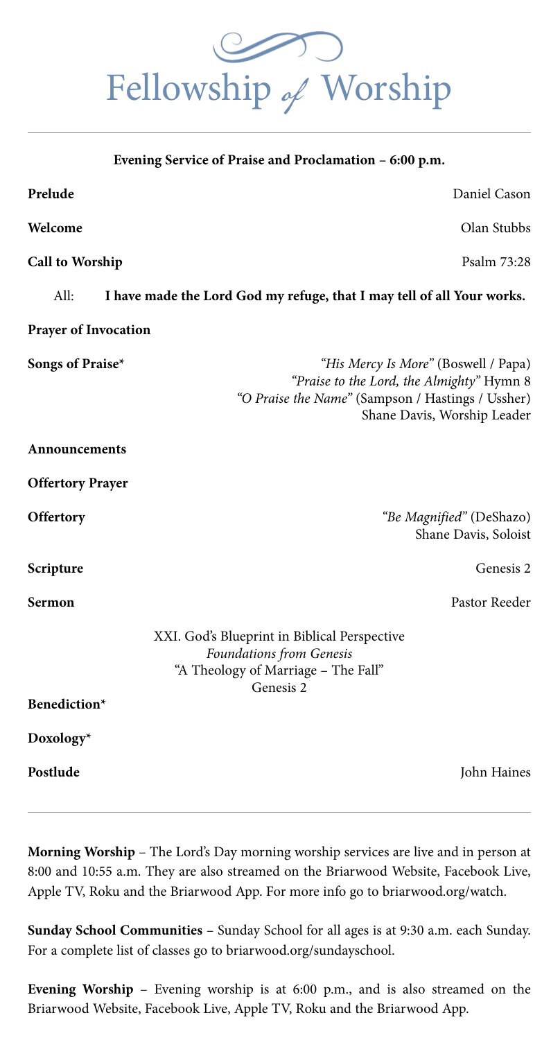# Fellowship *of* Worship

---

**Evening Service of Praise and Proclamation – 6:00 p.m.**

**Prelude** — Daniel Cason

**Welcome** — Olan Stubbs

**Call to Worship** — Psalm 73:28

All: **I have made the Lord God my refuge, that I may tell of all Your works.**

**Prayer of Invocation**

**Songs of Praise*** — *"His Mercy Is More"* (Boswell / Papa)
*"Praise to the Lord, the Almighty"* Hymn 8
*"O Praise the Name"* (Sampson / Hastings / Ussher)
Shane Davis, Worship Leader

**Announcements**

**Offertory Prayer**

**Offertory** — *"Be Magnified"* (DeShazo)
Shane Davis, Soloist

**Scripture** — Genesis 2

**Sermon** — Pastor Reeder

XXI. God's Blueprint in Biblical Perspective
*Foundations from Genesis*
"A Theology of Marriage – The Fall"
Genesis 2

**Benediction***

**Doxology***

**Postlude** — John Haines

---

**Morning Worship** – The Lord's Day morning worship services are live and in person at 8:00 and 10:55 a.m. They are also streamed on the Briarwood Website, Facebook Live, Apple TV, Roku and the Briarwood App. For more info go to briarwood.org/watch.

**Sunday School Communities** – Sunday School for all ages is at 9:30 a.m. each Sunday. For a complete list of classes go to briarwood.org/sundayschool.

**Evening Worship** – Evening worship is at 6:00 p.m., and is also streamed on the Briarwood Website, Facebook Live, Apple TV, Roku and the Briarwood App.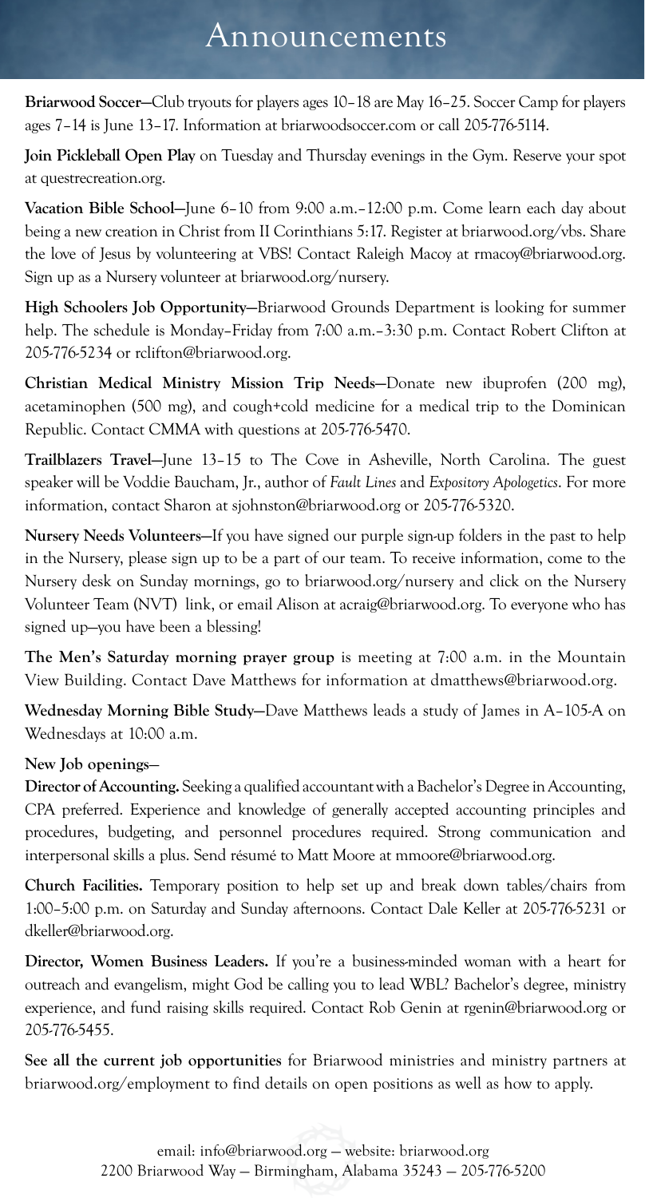# Announcements

**Briarwood Soccer**—Club tryouts for players ages 10–18 are May 16–25. Soccer Camp for players ages 7–14 is June 13–17. Information at briarwoodsoccer.com or call 205-776-5114.

**Join Pickleball Open Play** on Tuesday and Thursday evenings in the Gym. Reserve your spot at questrecreation.org.

**Vacation Bible School**—June 6–10 from 9:00 a.m.–12:00 p.m. Come learn each day about being a new creation in Christ from II Corinthians 5:17. Register at briarwood.org/vbs. Share the love of Jesus by volunteering at VBS! Contact Raleigh Macoy at rmacoy@briarwood.org. Sign up as a Nursery volunteer at briarwood.org/nursery.

**High Schoolers Job Opportunity**—Briarwood Grounds Department is looking for summer help. The schedule is Monday–Friday from 7:00 a.m.–3:30 p.m. Contact Robert Clifton at 205-776-5234 or rclifton@briarwood.org.

**Christian Medical Ministry Mission Trip Needs**—Donate new ibuprofen (200 mg), acetaminophen (500 mg), and cough+cold medicine for a medical trip to the Dominican Republic. Contact CMMA with questions at 205-776-5470.

**Trailblazers Travel**—June 13–15 to The Cove in Asheville, North Carolina. The guest speaker will be Voddie Baucham, Jr., author of *Fault Lines* and *Expository Apologetics*. For more information, contact Sharon at sjohnston@briarwood.org or 205-776-5320.

**Nursery Needs Volunteers**—If you have signed our purple sign-up folders in the past to help in the Nursery, please sign up to be a part of our team. To receive information, come to the Nursery desk on Sunday mornings, go to briarwood.org/nursery and click on the Nursery Volunteer Team (NVT) link, or email Alison at acraig@briarwood.org. To everyone who has signed up—you have been a blessing!

**The Men's Saturday morning prayer group** is meeting at 7:00 a.m. in the Mountain View Building. Contact Dave Matthews for information at dmatthews@briarwood.org.

**Wednesday Morning Bible Study**—Dave Matthews leads a study of James in A–105-A on Wednesdays at 10:00 a.m.

**New Job openings**—

**Director of Accounting.** Seeking a qualified accountant with a Bachelor's Degree in Accounting, CPA preferred. Experience and knowledge of generally accepted accounting principles and procedures, budgeting, and personnel procedures required. Strong communication and interpersonal skills a plus. Send résumé to Matt Moore at mmoore@briarwood.org.

**Church Facilities.** Temporary position to help set up and break down tables/chairs from 1:00–5:00 p.m. on Saturday and Sunday afternoons. Contact Dale Keller at 205-776-5231 or dkeller@briarwood.org.

**Director, Women Business Leaders.** If you're a business-minded woman with a heart for outreach and evangelism, might God be calling you to lead WBL? Bachelor's degree, ministry experience, and fund raising skills required. Contact Rob Genin at rgenin@briarwood.org or 205-776-5455.

**See all the current job opportunities** for Briarwood ministries and ministry partners at briarwood.org/employment to find details on open positions as well as how to apply.

email: info@briarwood.org — website: briarwood.org
2200 Briarwood Way — Birmingham, Alabama 35243 — 205-776-5200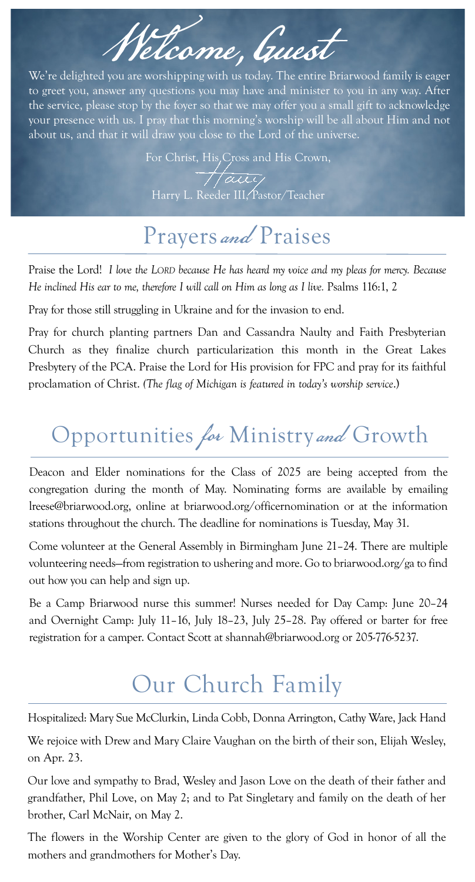# *Welcome, Guest*

We're delighted you are worshipping with us today. The entire Briarwood family is eager to greet you, answer any questions you may have and minister to you in any way. After the service, please stop by the foyer so that we may offer you a small gift to acknowledge your presence with us. I pray that this morning's worship will be all about Him and not about us, and that it will draw you close to the Lord of the universe.

For Christ, His Cross and His Crown,

*Harry*

Harry L. Reeder III, Pastor/Teacher

## Prayers *and* Praises

Praise the Lord! *I love the LORD because He has heard my voice and my pleas for mercy. Because He inclined His ear to me, therefore I will call on Him as long as I live.* Psalms 116:1, 2

Pray for those still struggling in Ukraine and for the invasion to end.

Pray for church planting partners Dan and Cassandra Naulty and Faith Presbyterian Church as they finalize church particularization this month in the Great Lakes Presbytery of the PCA. Praise the Lord for His provision for FPC and pray for its faithful proclamation of Christ. *(The flag of Michigan is featured in today's worship service*.)

## Opportunities *for* Ministry *and* Growth

Deacon and Elder nominations for the Class of 2025 are being accepted from the congregation during the month of May. Nominating forms are available by emailing lreese@briarwood.org, online at briarwood.org/officernomination or at the information stations throughout the church. The deadline for nominations is Tuesday, May 31.

Come volunteer at the General Assembly in Birmingham June 21–24. There are multiple volunteering needs—from registration to ushering and more. Go to briarwood.org/ga to find out how you can help and sign up.

Be a Camp Briarwood nurse this summer! Nurses needed for Day Camp: June 20–24 and Overnight Camp: July 11–16, July 18–23, July 25–28. Pay offered or barter for free registration for a camper. Contact Scott at shannah@briarwood.org or 205-776-5237.

## Our Church Family

Hospitalized: Mary Sue McClurkin, Linda Cobb, Donna Arrington, Cathy Ware, Jack Hand

We rejoice with Drew and Mary Claire Vaughan on the birth of their son, Elijah Wesley, on Apr. 23.

Our love and sympathy to Brad, Wesley and Jason Love on the death of their father and grandfather, Phil Love, on May 2; and to Pat Singletary and family on the death of her brother, Carl McNair, on May 2.

The flowers in the Worship Center are given to the glory of God in honor of all the mothers and grandmothers for Mother's Day.